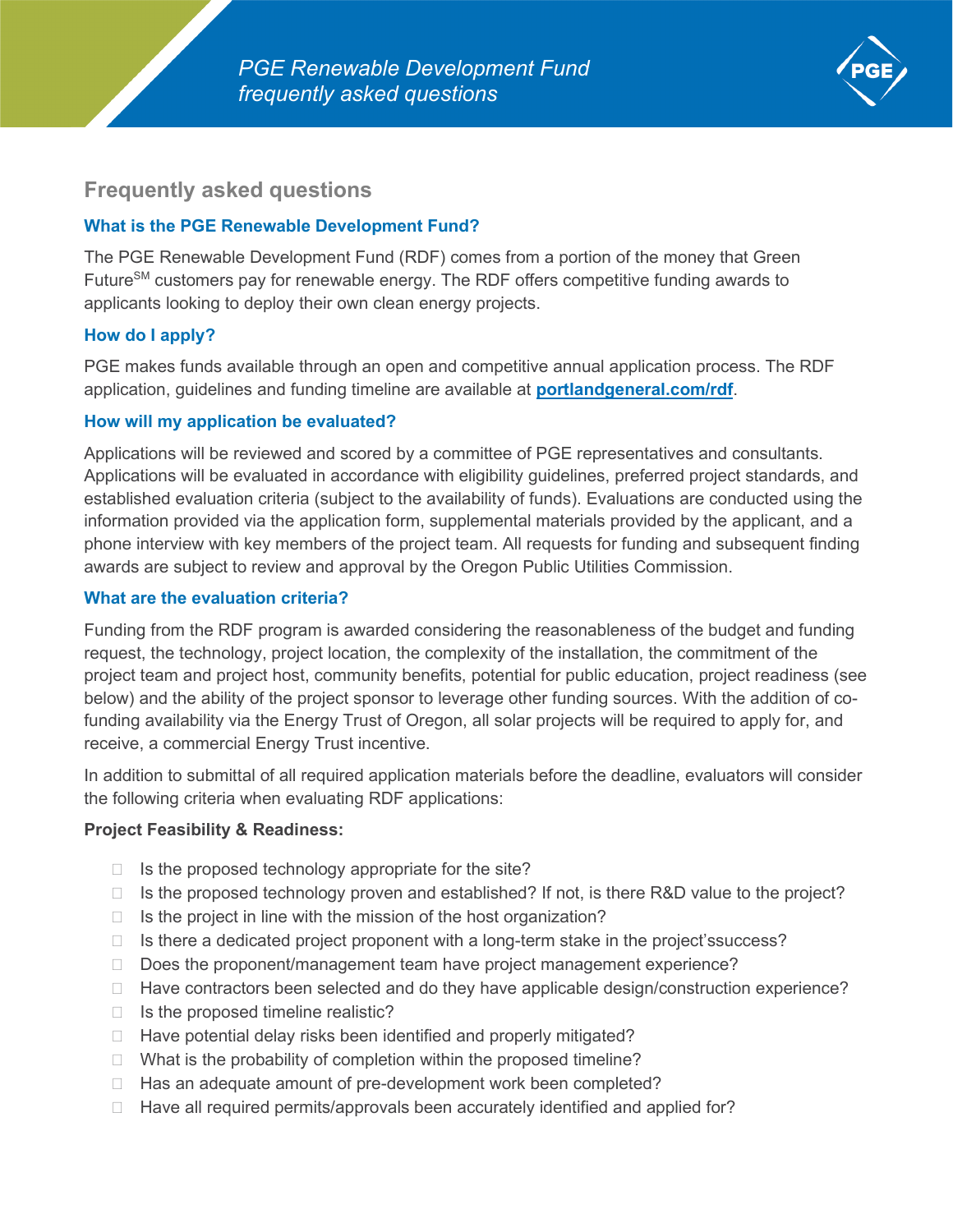# PGE Renewable Development Fund frequently asked questions

## Frequently asked questions

### What is the PGE Renewable Development Fund?

The PGE Renewable Development Fund (RDF) comes from a portion of the money that Green Future[SM] customers pay for renewable energy. The RDF offers competitive funding awards to applicants looking to deploy their own clean energy projects.

### How do I apply?

PGE makes funds available through an open and competitive annual application process. The RDF application, guidelines and funding timeline are available at **portlandgeneral.com/rdf**.

### How will my application be evaluated?

Applications will be reviewed and scored by a committee of PGE representatives and consultants. Applications will be evaluated in accordance with eligibility guidelines, preferred project standards, and established evaluation criteria (subject to the availability of funds). Evaluations are conducted using the information provided via the application form, supplemental materials provided by the applicant, and a phone interview with key members of the project team. All requests for funding and subsequent finding awards are subject to review and approval by the Oregon Public Utilities Commission.

### What are the evaluation criteria?

Funding from the RDF program is awarded considering the reasonableness of the budget and funding request, the technology, project location, the complexity of the installation, the commitment of the project team and project host, community benefits, potential for public education, project readiness (see below) and the ability of the project sponsor to leverage other funding sources. With the addition of co-funding availability via the Energy Trust of Oregon, all solar projects will be required to apply for, and receive, a commercial Energy Trust incentive.

In addition to submittal of all required application materials before the deadline, evaluators will consider the following criteria when evaluating RDF applications:

**Project Feasibility & Readiness:**

- Is the proposed technology appropriate for the site?
- Is the proposed technology proven and established? If not, is there R&D value to the project?
- Is the project in line with the mission of the host organization?
- Is there a dedicated project proponent with a long-term stake in the project'ssuccess?
- Does the proponent/management team have project management experience?
- Have contractors been selected and do they have applicable design/construction experience?
- Is the proposed timeline realistic?
- Have potential delay risks been identified and properly mitigated?
- What is the probability of completion within the proposed timeline?
- Has an adequate amount of pre-development work been completed?
- Have all required permits/approvals been accurately identified and applied for?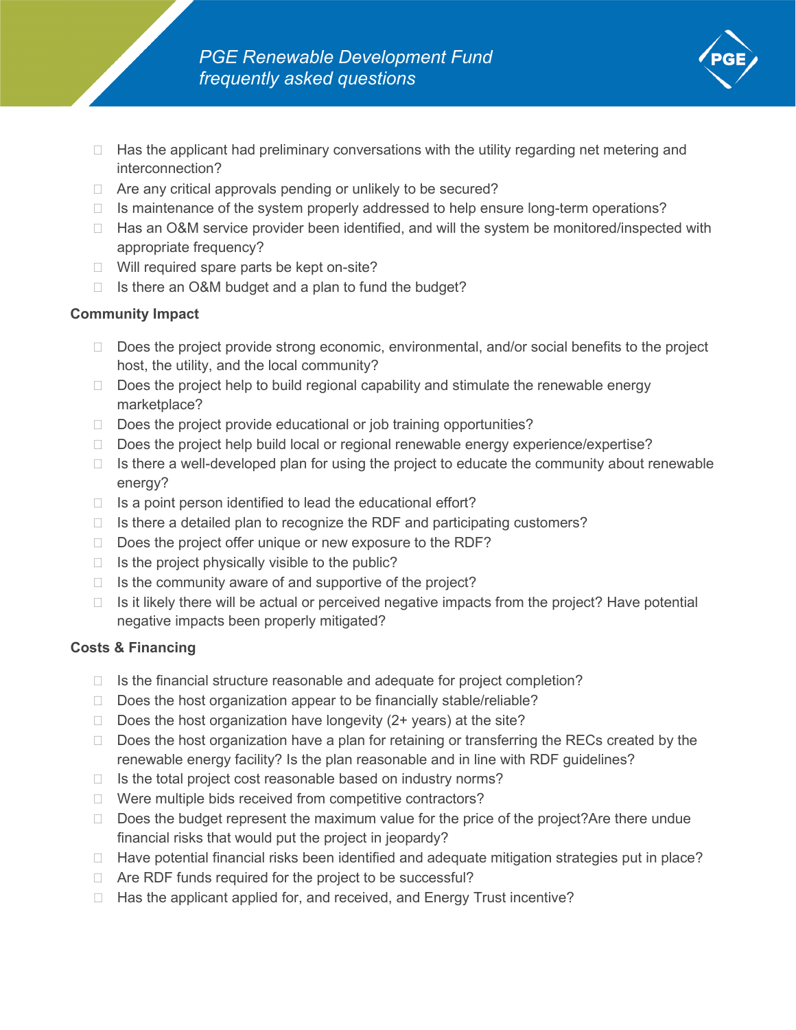- Has the applicant had preliminary conversations with the utility regarding net metering and interconnection?
- Are any critical approvals pending or unlikely to be secured?
- Is maintenance of the system properly addressed to help ensure long-term operations?
- Has an O&M service provider been identified, and will the system be monitored/inspected with appropriate frequency?
- Will required spare parts be kept on-site?
- Is there an O&M budget and a plan to fund the budget?

**Community Impact**

- Does the project provide strong economic, environmental, and/or social benefits to the project host, the utility, and the local community?
- Does the project help to build regional capability and stimulate the renewable energy marketplace?
- Does the project provide educational or job training opportunities?
- Does the project help build local or regional renewable energy experience/expertise?
- Is there a well-developed plan for using the project to educate the community about renewable energy?
- Is a point person identified to lead the educational effort?
- Is there a detailed plan to recognize the RDF and participating customers?
- Does the project offer unique or new exposure to the RDF?
- Is the project physically visible to the public?
- Is the community aware of and supportive of the project?
- Is it likely there will be actual or perceived negative impacts from the project? Have potential negative impacts been properly mitigated?

**Costs & Financing**

- Is the financial structure reasonable and adequate for project completion?
- Does the host organization appear to be financially stable/reliable?
- Does the host organization have longevity (2+ years) at the site?
- Does the host organization have a plan for retaining or transferring the RECs created by the renewable energy facility? Is the plan reasonable and in line with RDF guidelines?
- Is the total project cost reasonable based on industry norms?
- Were multiple bids received from competitive contractors?
- Does the budget represent the maximum value for the price of the project?Are there undue financial risks that would put the project in jeopardy?
- Have potential financial risks been identified and adequate mitigation strategies put in place?
- Are RDF funds required for the project to be successful?
- Has the applicant applied for, and received, and Energy Trust incentive?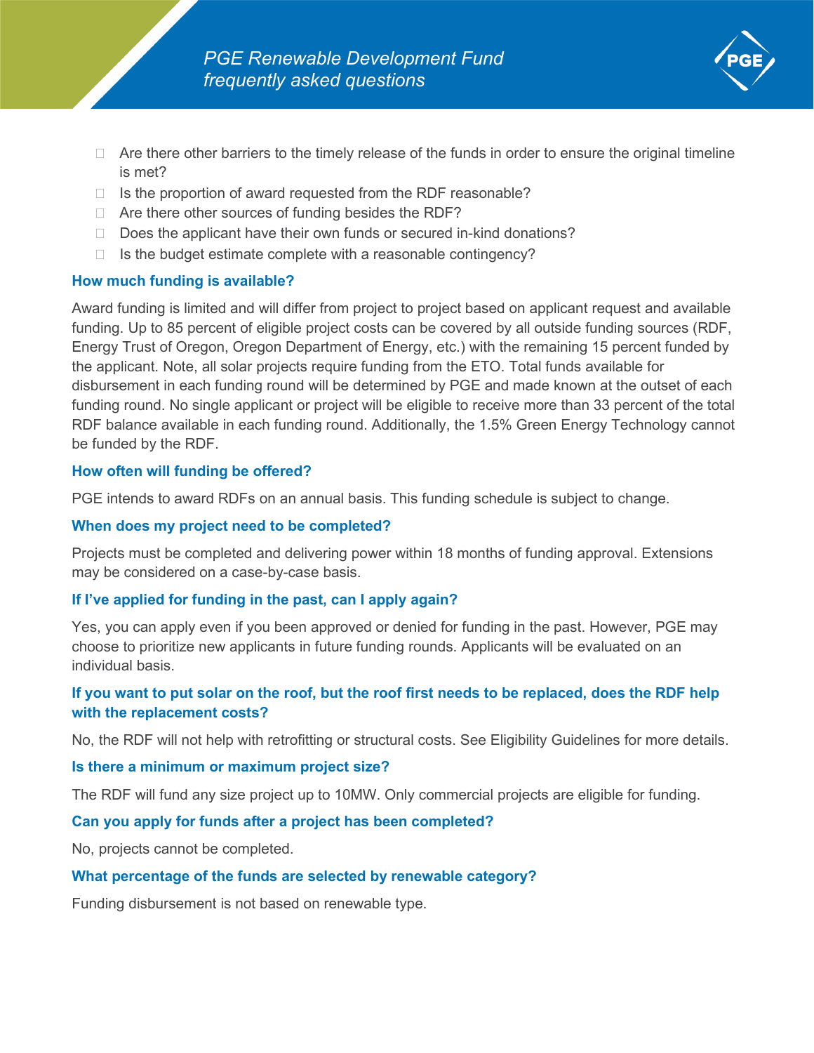- Are there other barriers to the timely release of the funds in order to ensure the original timeline is met?
- Is the proportion of award requested from the RDF reasonable?
- Are there other sources of funding besides the RDF?
- Does the applicant have their own funds or secured in-kind donations?
- Is the budget estimate complete with a reasonable contingency?

### How much funding is available?

Award funding is limited and will differ from project to project based on applicant request and available funding. Up to 85 percent of eligible project costs can be covered by all outside funding sources (RDF, Energy Trust of Oregon, Oregon Department of Energy, etc.) with the remaining 15 percent funded by the applicant. Note, all solar projects require funding from the ETO. Total funds available for disbursement in each funding round will be determined by PGE and made known at the outset of each funding round. No single applicant or project will be eligible to receive more than 33 percent of the total RDF balance available in each funding round. Additionally, the 1.5% Green Energy Technology cannot be funded by the RDF.

### How often will funding be offered?

PGE intends to award RDFs on an annual basis. This funding schedule is subject to change.

### When does my project need to be completed?

Projects must be completed and delivering power within 18 months of funding approval. Extensions may be considered on a case-by-case basis.

### If I've applied for funding in the past, can I apply again?

Yes, you can apply even if you been approved or denied for funding in the past. However, PGE may choose to prioritize new applicants in future funding rounds. Applicants will be evaluated on an individual basis.

### If you want to put solar on the roof, but the roof first needs to be replaced, does the RDF help with the replacement costs?

No, the RDF will not help with retrofitting or structural costs. See Eligibility Guidelines for more details.

### Is there a minimum or maximum project size?

The RDF will fund any size project up to 10MW. Only commercial projects are eligible for funding.

### Can you apply for funds after a project has been completed?

No, projects cannot be completed.

### What percentage of the funds are selected by renewable category?

Funding disbursement is not based on renewable type.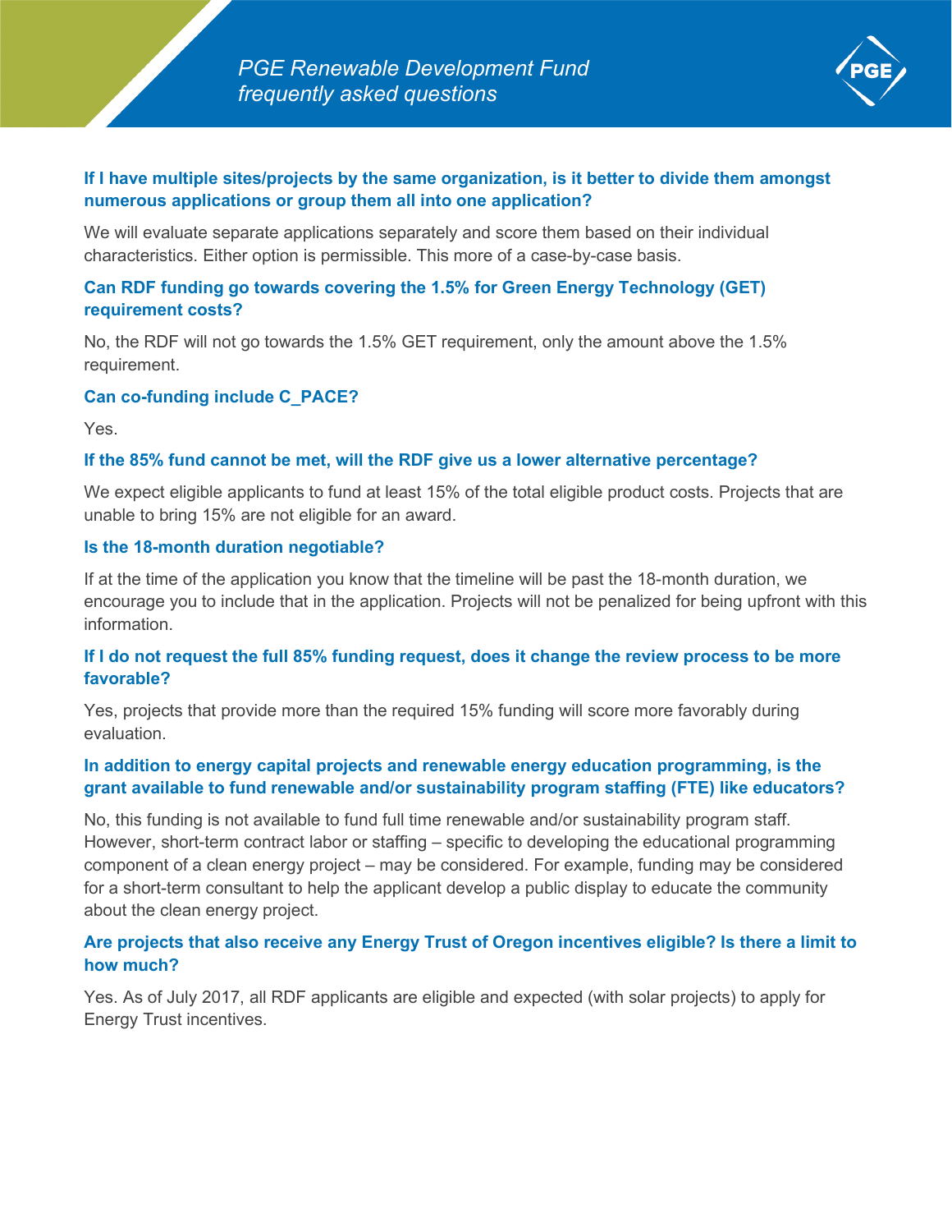**If I have multiple sites/projects by the same organization, is it better to divide them amongst numerous applications or group them all into one application?**

We will evaluate separate applications separately and score them based on their individual characteristics. Either option is permissible. This more of a case-by-case basis.

**Can RDF funding go towards covering the 1.5% for Green Energy Technology (GET) requirement costs?**

No, the RDF will not go towards the 1.5% GET requirement, only the amount above the 1.5% requirement.

**Can co-funding include C_PACE?**

Yes.

**If the 85% fund cannot be met, will the RDF give us a lower alternative percentage?**

We expect eligible applicants to fund at least 15% of the total eligible product costs. Projects that are unable to bring 15% are not eligible for an award.

**Is the 18-month duration negotiable?**

If at the time of the application you know that the timeline will be past the 18-month duration, we encourage you to include that in the application. Projects will not be penalized for being upfront with this information.

**If I do not request the full 85% funding request, does it change the review process to be more favorable?**

Yes, projects that provide more than the required 15% funding will score more favorably during evaluation.

**In addition to energy capital projects and renewable energy education programming, is the grant available to fund renewable and/or sustainability program staffing (FTE) like educators?**

No, this funding is not available to fund full time renewable and/or sustainability program staff. However, short-term contract labor or staffing – specific to developing the educational programming component of a clean energy project – may be considered. For example, funding may be considered for a short-term consultant to help the applicant develop a public display to educate the community about the clean energy project.

**Are projects that also receive any Energy Trust of Oregon incentives eligible? Is there a limit to how much?**

Yes. As of July 2017, all RDF applicants are eligible and expected (with solar projects) to apply for Energy Trust incentives.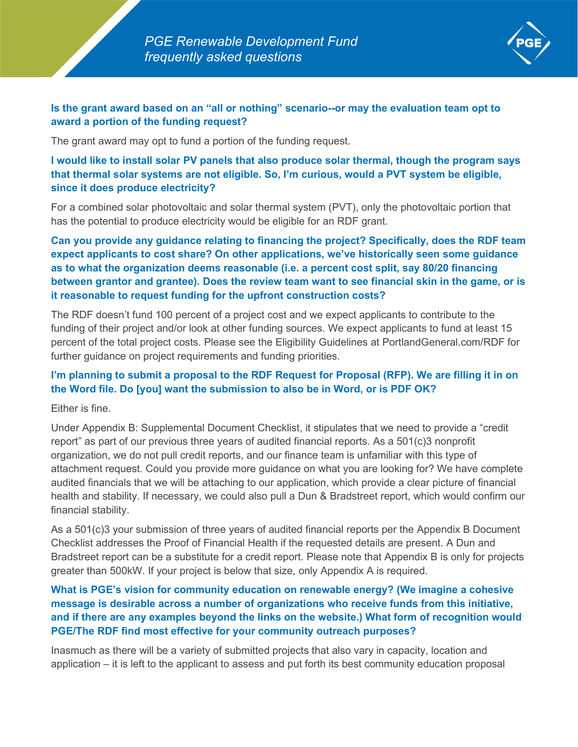**Is the grant award based on an "all or nothing" scenario--or may the evaluation team opt to award a portion of the funding request?**

The grant award may opt to fund a portion of the funding request.

**I would like to install solar PV panels that also produce solar thermal, though the program says that thermal solar systems are not eligible. So, I'm curious, would a PVT system be eligible, since it does produce electricity?**

For a combined solar photovoltaic and solar thermal system (PVT), only the photovoltaic portion that has the potential to produce electricity would be eligible for an RDF grant.

**Can you provide any guidance relating to financing the project? Specifically, does the RDF team expect applicants to cost share? On other applications, we've historically seen some guidance as to what the organization deems reasonable (i.e. a percent cost split, say 80/20 financing between grantor and grantee). Does the review team want to see financial skin in the game, or is it reasonable to request funding for the upfront construction costs?**

The RDF doesn't fund 100 percent of a project cost and we expect applicants to contribute to the funding of their project and/or look at other funding sources. We expect applicants to fund at least 15 percent of the total project costs. Please see the Eligibility Guidelines at PortlandGeneral.com/RDF for further guidance on project requirements and funding priorities.

**I'm planning to submit a proposal to the RDF Request for Proposal (RFP). We are filling it in on the Word file. Do [you] want the submission to also be in Word, or is PDF OK?**

Either is fine.

Under Appendix B: Supplemental Document Checklist, it stipulates that we need to provide a "credit report" as part of our previous three years of audited financial reports. As a 501(c)3 nonprofit organization, we do not pull credit reports, and our finance team is unfamiliar with this type of attachment request. Could you provide more guidance on what you are looking for? We have complete audited financials that we will be attaching to our application, which provide a clear picture of financial health and stability. If necessary, we could also pull a Dun & Bradstreet report, which would confirm our financial stability.

As a 501(c)3 your submission of three years of audited financial reports per the Appendix B Document Checklist addresses the Proof of Financial Health if the requested details are present. A Dun and Bradstreet report can be a substitute for a credit report. Please note that Appendix B is only for projects greater than 500kW. If your project is below that size, only Appendix A is required.

**What is PGE's vision for community education on renewable energy? (We imagine a cohesive message is desirable across a number of organizations who receive funds from this initiative, and if there are any examples beyond the links on the website.) What form of recognition would PGE/The RDF find most effective for your community outreach purposes?**

Inasmuch as there will be a variety of submitted projects that also vary in capacity, location and application – it is left to the applicant to assess and put forth its best community education proposal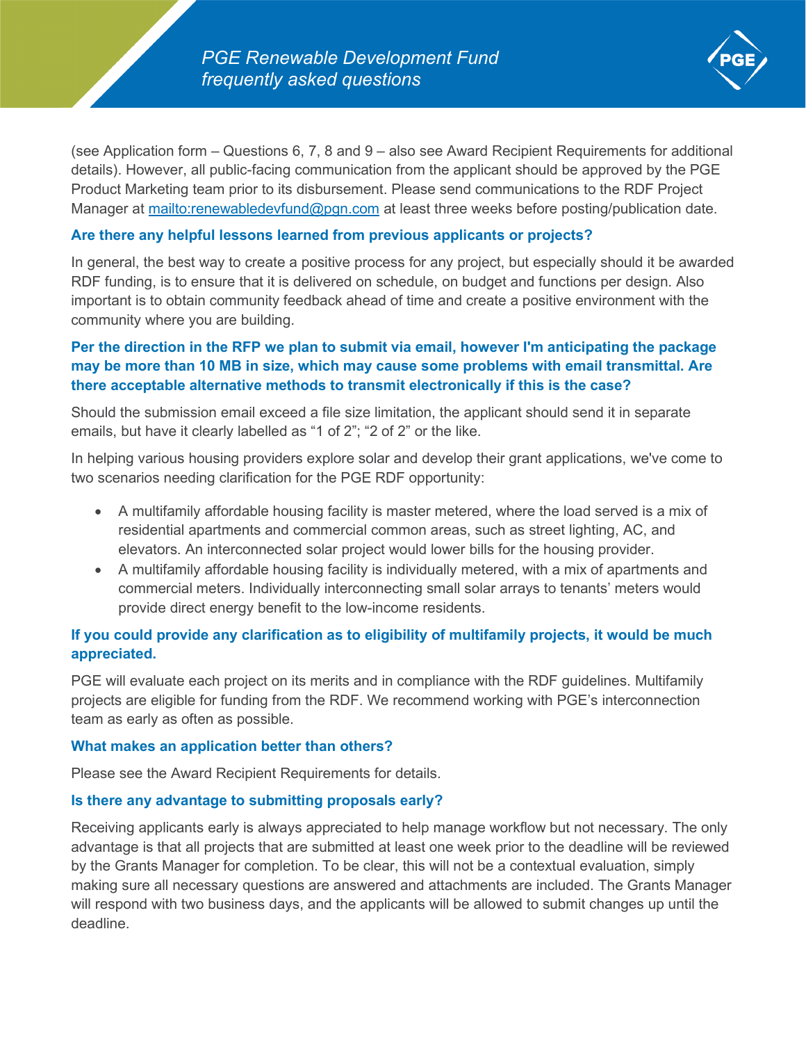(see Application form – Questions 6, 7, 8 and 9 – also see Award Recipient Requirements for additional details). However, all public-facing communication from the applicant should be approved by the PGE Product Marketing team prior to its disbursement. Please send communications to the RDF Project Manager at [mailto:renewabledevfund@pgn.com](mailto:renewabledevfund@pgn.com) at least three weeks before posting/publication date.

### Are there any helpful lessons learned from previous applicants or projects?

In general, the best way to create a positive process for any project, but especially should it be awarded RDF funding, is to ensure that it is delivered on schedule, on budget and functions per design. Also important is to obtain community feedback ahead of time and create a positive environment with the community where you are building.

### Per the direction in the RFP we plan to submit via email, however I'm anticipating the package may be more than 10 MB in size, which may cause some problems with email transmittal. Are there acceptable alternative methods to transmit electronically if this is the case?

Should the submission email exceed a file size limitation, the applicant should send it in separate emails, but have it clearly labelled as "1 of 2"; "2 of 2" or the like.

In helping various housing providers explore solar and develop their grant applications, we've come to two scenarios needing clarification for the PGE RDF opportunity:

- A multifamily affordable housing facility is master metered, where the load served is a mix of residential apartments and commercial common areas, such as street lighting, AC, and elevators. An interconnected solar project would lower bills for the housing provider.
- A multifamily affordable housing facility is individually metered, with a mix of apartments and commercial meters. Individually interconnecting small solar arrays to tenants' meters would provide direct energy benefit to the low-income residents.

### If you could provide any clarification as to eligibility of multifamily projects, it would be much appreciated.

PGE will evaluate each project on its merits and in compliance with the RDF guidelines. Multifamily projects are eligible for funding from the RDF. We recommend working with PGE's interconnection team as early as often as possible.

### What makes an application better than others?

Please see the Award Recipient Requirements for details.

### Is there any advantage to submitting proposals early?

Receiving applicants early is always appreciated to help manage workflow but not necessary. The only advantage is that all projects that are submitted at least one week prior to the deadline will be reviewed by the Grants Manager for completion. To be clear, this will not be a contextual evaluation, simply making sure all necessary questions are answered and attachments are included. The Grants Manager will respond with two business days, and the applicants will be allowed to submit changes up until the deadline.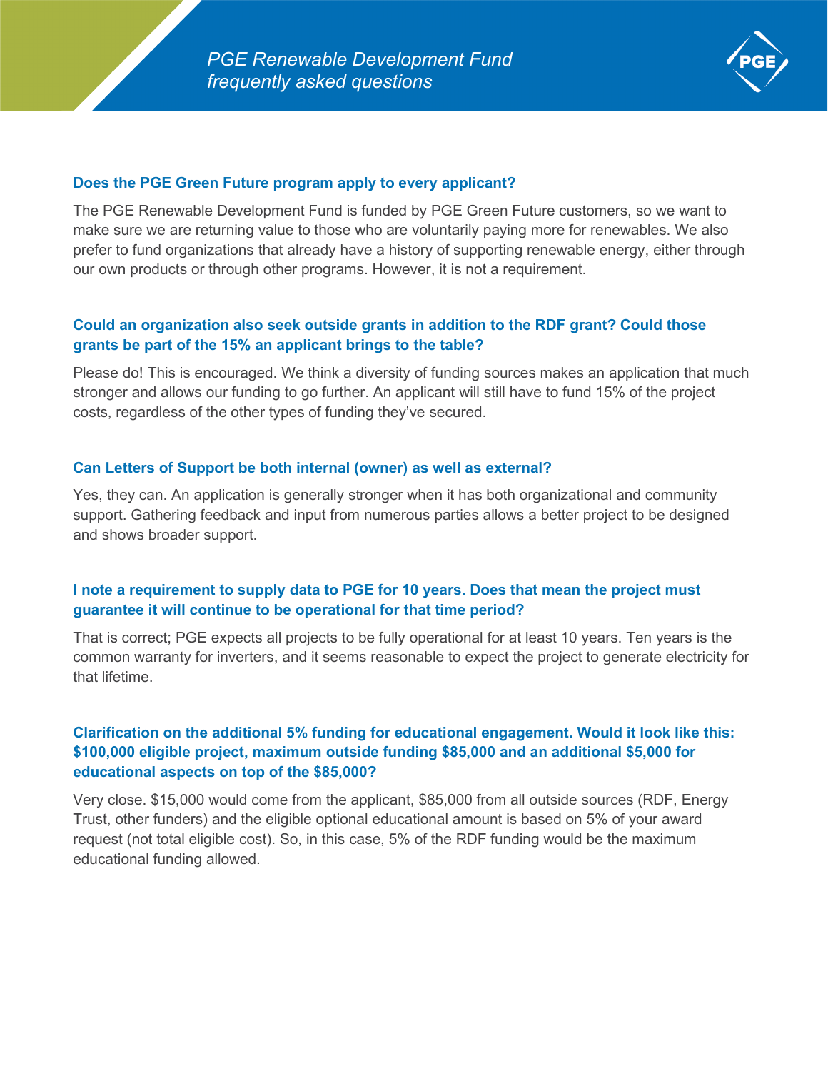*PGE Renewable Development Fund frequently asked questions*

### Does the PGE Green Future program apply to every applicant?

The PGE Renewable Development Fund is funded by PGE Green Future customers, so we want to make sure we are returning value to those who are voluntarily paying more for renewables. We also prefer to fund organizations that already have a history of supporting renewable energy, either through our own products or through other programs. However, it is not a requirement.

### Could an organization also seek outside grants in addition to the RDF grant? Could those grants be part of the 15% an applicant brings to the table?

Please do! This is encouraged. We think a diversity of funding sources makes an application that much stronger and allows our funding to go further. An applicant will still have to fund 15% of the project costs, regardless of the other types of funding they've secured.

### Can Letters of Support be both internal (owner) as well as external?

Yes, they can. An application is generally stronger when it has both organizational and community support. Gathering feedback and input from numerous parties allows a better project to be designed and shows broader support.

### I note a requirement to supply data to PGE for 10 years. Does that mean the project must guarantee it will continue to be operational for that time period?

That is correct; PGE expects all projects to be fully operational for at least 10 years. Ten years is the common warranty for inverters, and it seems reasonable to expect the project to generate electricity for that lifetime.

### Clarification on the additional 5% funding for educational engagement. Would it look like this: $100,000 eligible project, maximum outside funding $85,000 and an additional $5,000 for educational aspects on top of the $85,000?

Very close. $15,000 would come from the applicant, $85,000 from all outside sources (RDF, Energy Trust, other funders) and the eligible optional educational amount is based on 5% of your award request (not total eligible cost). So, in this case, 5% of the RDF funding would be the maximum educational funding allowed.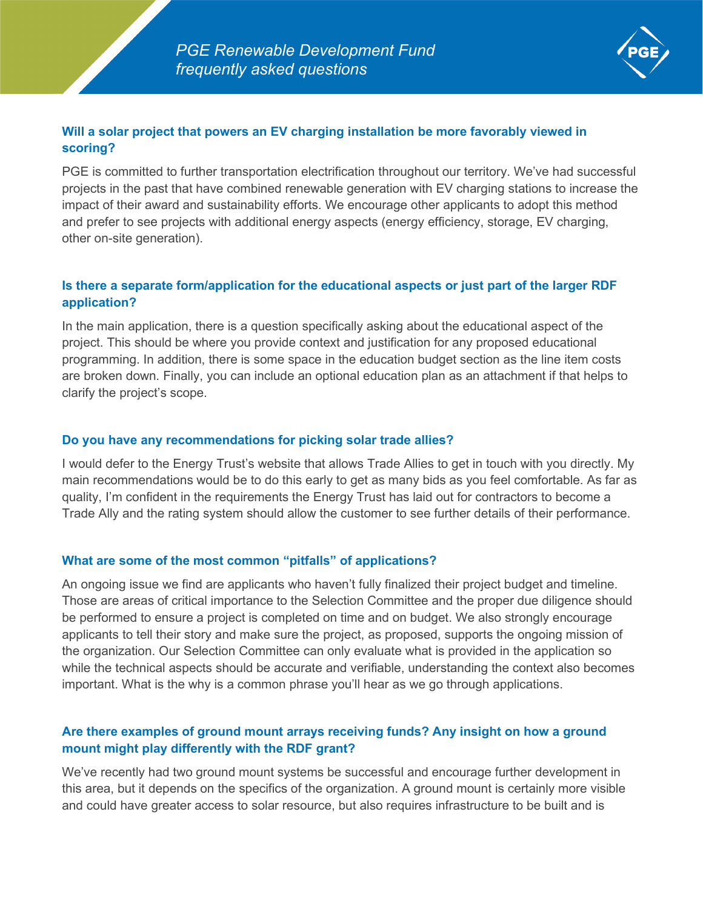### Will a solar project that powers an EV charging installation be more favorably viewed in scoring?

PGE is committed to further transportation electrification throughout our territory. We've had successful projects in the past that have combined renewable generation with EV charging stations to increase the impact of their award and sustainability efforts. We encourage other applicants to adopt this method and prefer to see projects with additional energy aspects (energy efficiency, storage, EV charging, other on-site generation).

### Is there a separate form/application for the educational aspects or just part of the larger RDF application?

In the main application, there is a question specifically asking about the educational aspect of the project. This should be where you provide context and justification for any proposed educational programming. In addition, there is some space in the education budget section as the line item costs are broken down. Finally, you can include an optional education plan as an attachment if that helps to clarify the project's scope.

### Do you have any recommendations for picking solar trade allies?

I would defer to the Energy Trust's website that allows Trade Allies to get in touch with you directly. My main recommendations would be to do this early to get as many bids as you feel comfortable. As far as quality, I'm confident in the requirements the Energy Trust has laid out for contractors to become a Trade Ally and the rating system should allow the customer to see further details of their performance.

### What are some of the most common "pitfalls" of applications?

An ongoing issue we find are applicants who haven't fully finalized their project budget and timeline. Those are areas of critical importance to the Selection Committee and the proper due diligence should be performed to ensure a project is completed on time and on budget. We also strongly encourage applicants to tell their story and make sure the project, as proposed, supports the ongoing mission of the organization. Our Selection Committee can only evaluate what is provided in the application so while the technical aspects should be accurate and verifiable, understanding the context also becomes important. What is the why is a common phrase you'll hear as we go through applications.

### Are there examples of ground mount arrays receiving funds? Any insight on how a ground mount might play differently with the RDF grant?

We've recently had two ground mount systems be successful and encourage further development in this area, but it depends on the specifics of the organization. A ground mount is certainly more visible and could have greater access to solar resource, but also requires infrastructure to be built and is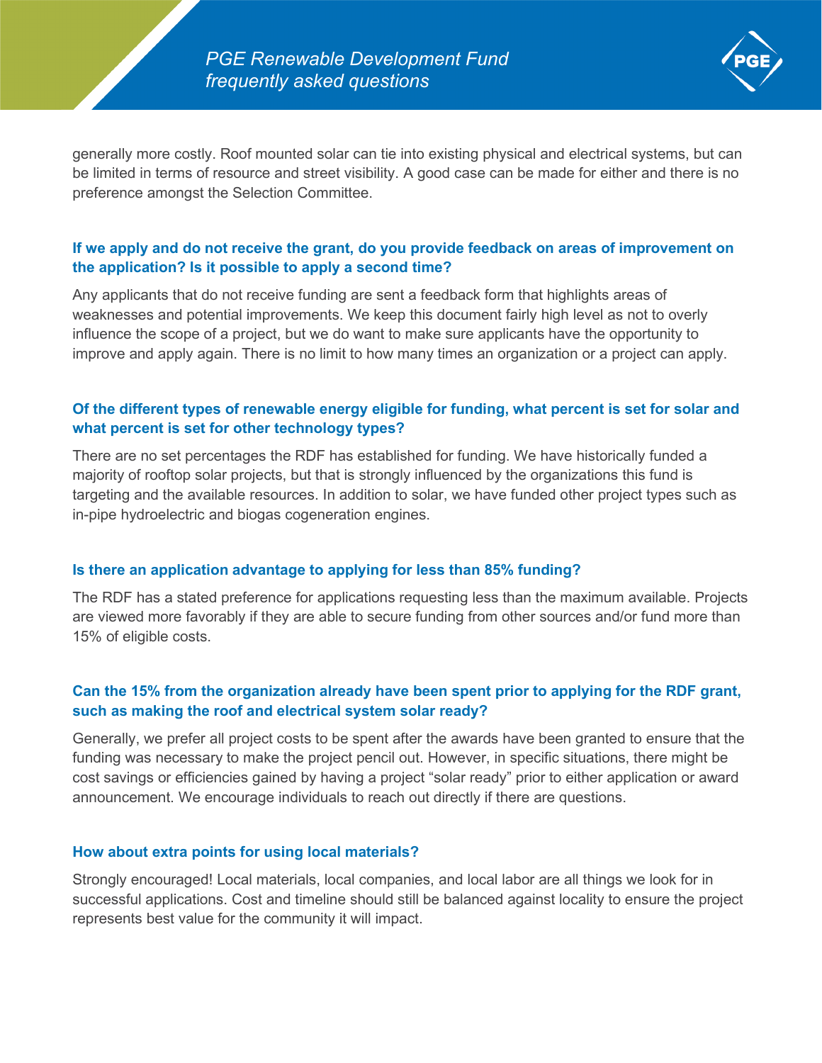generally more costly. Roof mounted solar can tie into existing physical and electrical systems, but can be limited in terms of resource and street visibility. A good case can be made for either and there is no preference amongst the Selection Committee.

### If we apply and do not receive the grant, do you provide feedback on areas of improvement on the application? Is it possible to apply a second time?

Any applicants that do not receive funding are sent a feedback form that highlights areas of weaknesses and potential improvements. We keep this document fairly high level as not to overly influence the scope of a project, but we do want to make sure applicants have the opportunity to improve and apply again. There is no limit to how many times an organization or a project can apply.

### Of the different types of renewable energy eligible for funding, what percent is set for solar and what percent is set for other technology types?

There are no set percentages the RDF has established for funding. We have historically funded a majority of rooftop solar projects, but that is strongly influenced by the organizations this fund is targeting and the available resources. In addition to solar, we have funded other project types such as in-pipe hydroelectric and biogas cogeneration engines.

### Is there an application advantage to applying for less than 85% funding?

The RDF has a stated preference for applications requesting less than the maximum available. Projects are viewed more favorably if they are able to secure funding from other sources and/or fund more than 15% of eligible costs.

### Can the 15% from the organization already have been spent prior to applying for the RDF grant, such as making the roof and electrical system solar ready?

Generally, we prefer all project costs to be spent after the awards have been granted to ensure that the funding was necessary to make the project pencil out. However, in specific situations, there might be cost savings or efficiencies gained by having a project "solar ready" prior to either application or award announcement. We encourage individuals to reach out directly if there are questions.

### How about extra points for using local materials?

Strongly encouraged! Local materials, local companies, and local labor are all things we look for in successful applications. Cost and timeline should still be balanced against locality to ensure the project represents best value for the community it will impact.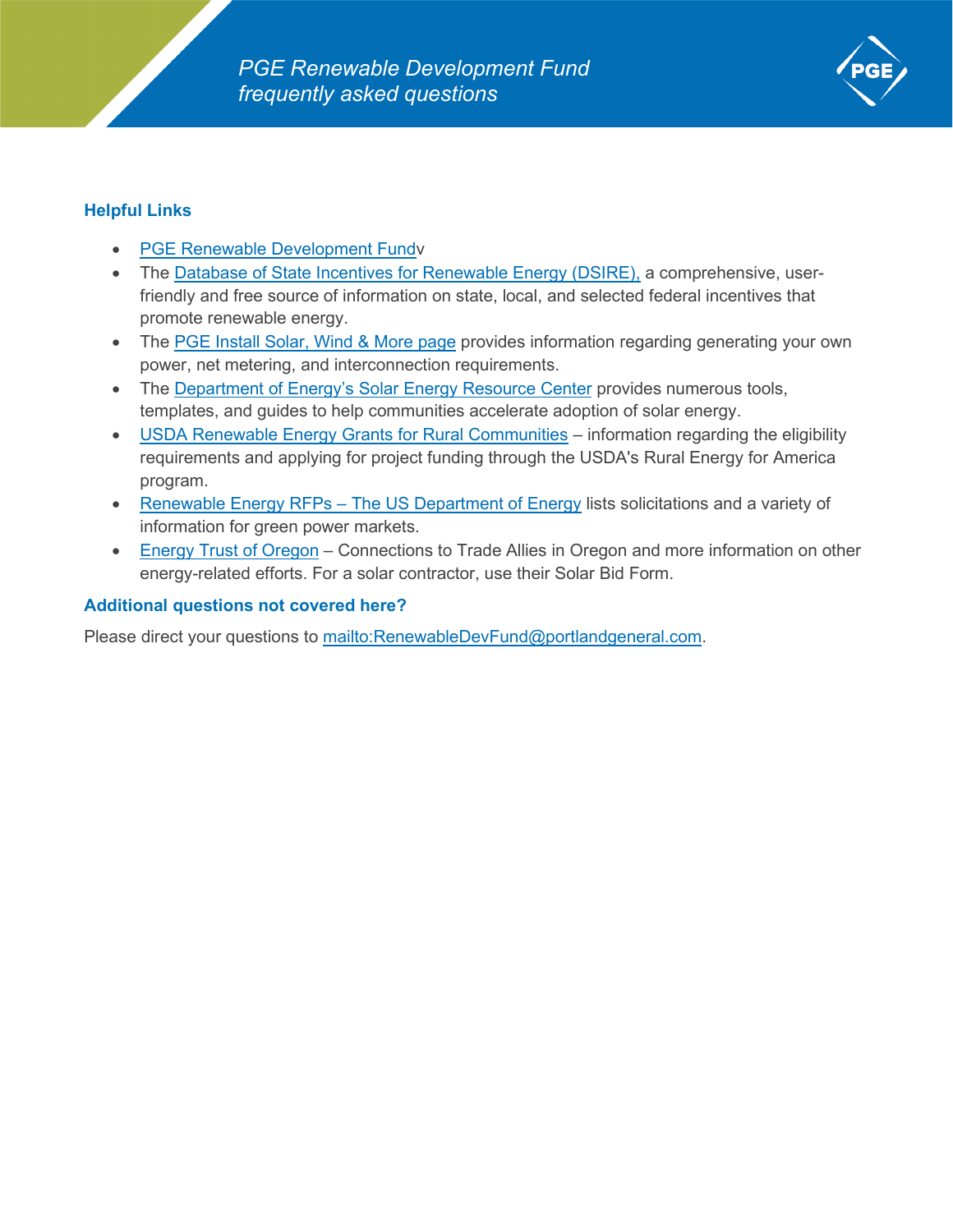## Helpful Links

- PGE Renewable Development Fundv
- The Database of State Incentives for Renewable Energy (DSIRE), a comprehensive, user-friendly and free source of information on state, local, and selected federal incentives that promote renewable energy.
- The PGE Install Solar, Wind & More page provides information regarding generating your own power, net metering, and interconnection requirements.
- The Department of Energy's Solar Energy Resource Center provides numerous tools, templates, and guides to help communities accelerate adoption of solar energy.
- USDA Renewable Energy Grants for Rural Communities – information regarding the eligibility requirements and applying for project funding through the USDA's Rural Energy for America program.
- Renewable Energy RFPs – The US Department of Energy lists solicitations and a variety of information for green power markets.
- Energy Trust of Oregon – Connections to Trade Allies in Oregon and more information on other energy-related efforts. For a solar contractor, use their Solar Bid Form.

## Additional questions not covered here?

Please direct your questions to mailto:RenewableDevFund@portlandgeneral.com.